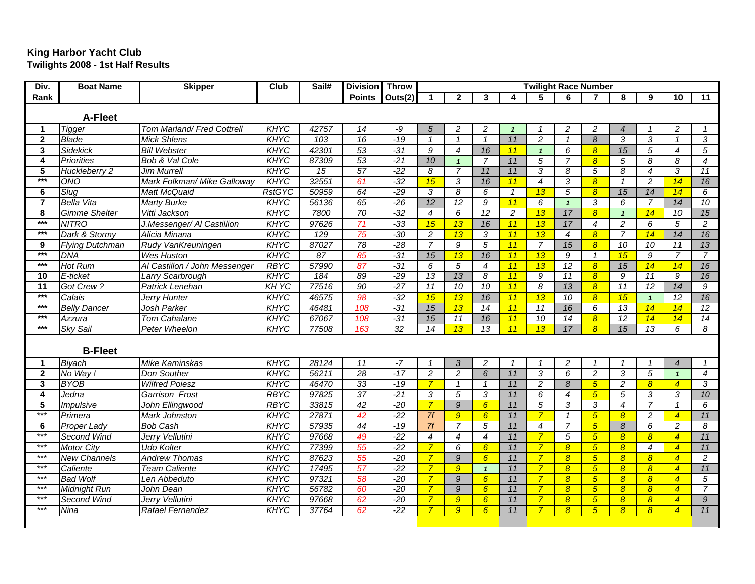# King Harbor Yacht Club

## Twilights 2008 - 1st Half Results

| Div. Rank | Boat Name | Skipper | Club | Sail# | Division Points | Throw Outs(2) | Twilight Race Number 1 | 2 | 3 | 4 | 5 | 6 | 7 | 8 | 9 | 10 | 11 |
|---|---|---|---|---|---|---|---|---|---|---|---|---|---|---|---|---|---|
| | **A-Fleet** | | | | | | | | | | | | | | | | |
| 1 | Tigger | Tom Marland/ Fred Cottrell | KHYC | 42757 | 14 | -9 | 5 | 2 | 2 | 1 | 1 | 2 | 2 | 4 | 1 | 2 | 1 |
| 2 | Blade | Mick Shlens | KHYC | 103 | 16 | -19 | 1 | 1 | 1 | 11 | 2 | 1 | 8 | 3 | 3 | 1 | 3 |
| 3 | Sidekick | Bill Webster | KHYC | 42301 | 53 | -31 | 9 | 4 | 16 | 11 | 1 | 6 | 8 | 15 | 5 | 4 | 5 |
| 4 | Priorities | Bob & Val Cole | KHYC | 87309 | 53 | -21 | 10 | 1 | 7 | 11 | 5 | 7 | 8 | 5 | 8 | 8 | 4 |
| 5 | Huckleberry 2 | Jim Murrell | KHYC | 15 | 57 | -22 | 8 | 7 | 11 | 11 | 3 | 8 | 5 | 8 | 4 | 3 | 11 |
| *** | ONO | Mark Folkman/ Mike Galloway | KHYC | 32551 | 61 | -32 | 15 | 3 | 16 | 11 | 4 | 3 | 8 | 1 | 2 | 14 | 16 |
| 6 | Slug | Matt McQuaid | RstGYC | 50959 | 64 | -29 | 3 | 8 | 6 | 1 | 13 | 5 | 8 | 15 | 14 | 14 | 6 |
| 7 | Bella Vita | Marty Burke | KHYC | 56136 | 65 | -26 | 12 | 12 | 9 | 11 | 6 | 1 | 3 | 6 | 7 | 14 | 10 |
| 8 | Gimme Shelter | Vitti Jackson | KHYC | 7800 | 70 | -32 | 4 | 6 | 12 | 2 | 13 | 17 | 8 | 1 | 14 | 10 | 15 |
| *** | NITRO | J.Messenger/ Al Castillion | KHYC | 97626 | 71 | -33 | 15 | 13 | 16 | 11 | 13 | 17 | 4 | 2 | 6 | 5 | 2 |
| *** | Dark & Stormy | Alicia Minana | KHYC | 129 | 75 | -30 | 2 | 13 | 3 | 11 | 13 | 4 | 8 | 7 | 14 | 14 | 16 |
| 9 | Flying Dutchman | Rudy VanKreuningen | KHYC | 87027 | 78 | -28 | 7 | 9 | 5 | 11 | 7 | 15 | 8 | 10 | 10 | 11 | 13 |
| *** | DNA | Wes Huston | KHYC | 87 | 85 | -31 | 15 | 13 | 16 | 11 | 13 | 9 | 1 | 15 | 9 | 7 | 7 |
| *** | Hot Rum | Al Castillon / John Messenger | RBYC | 57990 | 87 | -31 | 6 | 5 | 4 | 11 | 13 | 12 | 8 | 15 | 14 | 14 | 16 |
| 10 | E-ticket | Larry Scarbrough | KHYC | 184 | 89 | -29 | 13 | 13 | 8 | 11 | 9 | 11 | 8 | 9 | 11 | 9 | 16 |
| 11 | Got Crew ? | Patrick Lenehan | KH YC | 77516 | 90 | -27 | 11 | 10 | 10 | 11 | 8 | 13 | 8 | 11 | 12 | 14 | 9 |
| *** | Calais | Jerry Hunter | KHYC | 46575 | 98 | -32 | 15 | 13 | 16 | 11 | 13 | 10 | 8 | 15 | 1 | 12 | 16 |
| *** | Belly Dancer | Josh Parker | KHYC | 46481 | 108 | -31 | 15 | 13 | 14 | 11 | 11 | 16 | 6 | 13 | 14 | 14 | 12 |
| *** | Azzura | Tom Cahalane | KHYC | 67067 | 108 | -31 | 15 | 11 | 16 | 11 | 10 | 14 | 8 | 12 | 14 | 14 | 14 |
| *** | Sky Sail | Peter Wheelon | KHYC | 77508 | 163 | 32 | 14 | 13 | 13 | 11 | 13 | 17 | 8 | 15 | 13 | 6 | 8 |
| | **B-Fleet** | | | | | | | | | | | | | | | | |
| 1 | Biyach | Mike Kaminskas | KHYC | 28124 | 11 | -7 | 1 | 3 | 2 | 1 | 1 | 2 | 1 | 1 | 1 | 4 | 1 |
| 2 | No Way ! | Don Souther | KHYC | 56211 | 28 | -17 | 2 | 2 | 6 | 11 | 3 | 6 | 2 | 3 | 5 | 1 | 4 |
| 3 | BYOB | Wilfred Poiesz | KHYC | 46470 | 33 | -19 | 7 | 1 | 1 | 11 | 2 | 8 | 5 | 2 | 8 | 4 | 3 |
| 4 | Jedna | Garrison Frost | RBYC | 97825 | 37 | -21 | 3 | 5 | 3 | 11 | 6 | 4 | 5 | 5 | 3 | 3 | 10 |
| 5 | Impulsive | John Ellingwood | RBYC | 33815 | 42 | -20 | 7 | 9 | 6 | 11 | 5 | 3 | 3 | 4 | 7 | 1 | 6 |
| *** | Primera | Mark Johnston | KHYC | 27871 | 42 | -22 | 7f | 9 | 6 | 11 | 7 | 1 | 5 | 8 | 2 | 4 | 11 |
| 6 | Proper Lady | Bob Cash | KHYC | 57935 | 44 | -19 | 7f | 7 | 5 | 11 | 4 | 7 | 5 | 8 | 6 | 2 | 8 |
| *** | Second Wind | Jerry Vellutini | KHYC | 97668 | 49 | -22 | 4 | 4 | 4 | 11 | 7 | 5 | 5 | 8 | 8 | 4 | 11 |
| *** | Motor City | Udo Kolter | KHYC | 77399 | 55 | -22 | 7 | 6 | 6 | 11 | 7 | 8 | 5 | 8 | 4 | 4 | 11 |
| *** | New Channels | Andrew Thomas | KHYC | 87623 | 55 | -20 | 7 | 9 | 6 | 11 | 7 | 8 | 5 | 8 | 8 | 4 | 2 |
| *** | Caliente | Team Caliente | KHYC | 17495 | 57 | -22 | 7 | 9 | 1 | 11 | 7 | 8 | 5 | 8 | 8 | 4 | 11 |
| *** | Bad Wolf | Len Abbeduto | KHYC | 97321 | 58 | -20 | 7 | 9 | 6 | 11 | 7 | 8 | 5 | 8 | 8 | 4 | 5 |
| *** | Midnight Run | John Dean | KHYC | 56782 | 60 | -20 | 7 | 9 | 6 | 11 | 7 | 8 | 5 | 8 | 8 | 4 | 7 |
| *** | Second Wind | Jerry Vellutini | KHYC | 97668 | 62 | -20 | 7 | 9 | 6 | 11 | 7 | 8 | 5 | 8 | 8 | 4 | 9 |
| *** | Nina | Rafael Fernandez | KHYC | 37764 | 62 | -22 | 7 | 9 | 6 | 11 | 7 | 8 | 5 | 8 | 8 | 4 | 11 |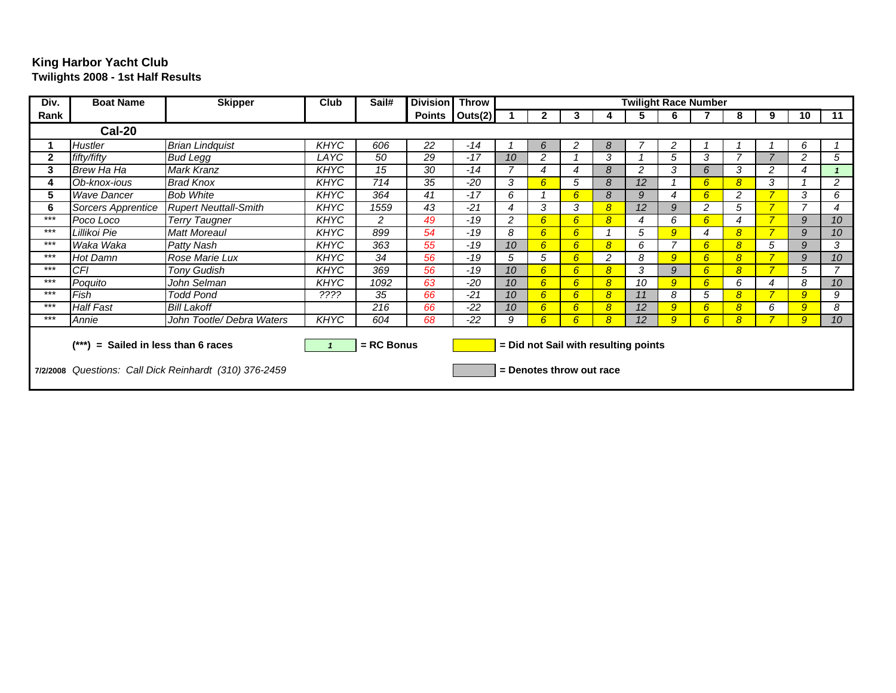**King Harbor Yacht Club**
**Twilights 2008 - 1st Half Results**

| Div. Rank | Boat Name | Skipper | Club | Sail# | Division Points | Throw Outs(2) | 1 | 2 | 3 | 4 | 5 | 6 | 7 | 8 | 9 | 10 | 11 |
|---|---|---|---|---|---|---|---|---|---|---|---|---|---|---|---|---|---|
| | **Cal-20** | | | | | | | | | | | | | | | | |
| 1 | Hustler | Brian Lindquist | KHYC | 606 | 22 | -14 | 1 | 6 | 2 | 8 | 7 | 2 | 1 | 1 | 1 | 6 | 1 |
| 2 | fifty/fifty | Bud Legg | LAYC | 50 | 29 | -17 | 10 | 2 | 1 | 3 | 1 | 5 | 3 | 7 | 7 | 2 | 5 |
| 3 | Brew Ha Ha | Mark Kranz | KHYC | 15 | 30 | -14 | 7 | 4 | 4 | 8 | 2 | 3 | 6 | 3 | 2 | 4 | 1 |
| 4 | Ob-knox-ious | Brad Knox | KHYC | 714 | 35 | -20 | 3 | 6 | 5 | 8 | 12 | 1 | 6 | 8 | 3 | 1 | 2 |
| 5 | Wave Dancer | Bob White | KHYC | 364 | 41 | -17 | 6 | 1 | 6 | 8 | 9 | 4 | 6 | 2 | 7 | 3 | 6 |
| 6 | Sorcers Apprentice | Rupert Neuttall-Smith | KHYC | 1559 | 43 | -21 | 4 | 3 | 3 | 8 | 12 | 9 | 2 | 5 | 7 | 7 | 4 |
| *** | Poco Loco | Terry Taugner | KHYC | 2 | 49 | -19 | 2 | 6 | 6 | 8 | 4 | 6 | 6 | 4 | 7 | 9 | 10 |
| *** | Lillikoi Pie | Matt Moreaul | KHYC | 899 | 54 | -19 | 8 | 6 | 6 | 1 | 5 | 9 | 4 | 8 | 7 | 9 | 10 |
| *** | Waka Waka | Patty Nash | KHYC | 363 | 55 | -19 | 10 | 6 | 6 | 8 | 6 | 7 | 6 | 8 | 5 | 9 | 3 |
| *** | Hot Damn | Rose Marie Lux | KHYC | 34 | 56 | -19 | 5 | 5 | 6 | 2 | 8 | 9 | 6 | 8 | 7 | 9 | 10 |
| *** | CFI | Tony Gudish | KHYC | 369 | 56 | -19 | 10 | 6 | 6 | 8 | 3 | 9 | 6 | 8 | 7 | 5 | 7 |
| *** | Poquito | John Selman | KHYC | 1092 | 63 | -20 | 10 | 6 | 6 | 8 | 10 | 9 | 6 | 6 | 4 | 8 | 10 |
| *** | Fish | Todd Pond | ???? | 35 | 66 | -21 | 10 | 6 | 6 | 8 | 11 | 8 | 5 | 8 | 7 | 9 | 9 |
| *** | Half Fast | Bill Lakoff | | 216 | 66 | -22 | 10 | 6 | 6 | 8 | 12 | 9 | 6 | 8 | 6 | 9 | 8 |
| *** | Annie | John Tootle/ Debra Waters | KHYC | 604 | 68 | -22 | 9 | 6 | 6 | 8 | 12 | 9 | 6 | 8 | 7 | 9 | 10 |

(***) = Sailed in less than 6 races

1 = RC Bonus

= Did not Sail with resulting points

= Denotes throw out race

7/2/2008 *Questions: Call Dick Reinhardt (310) 376-2459*